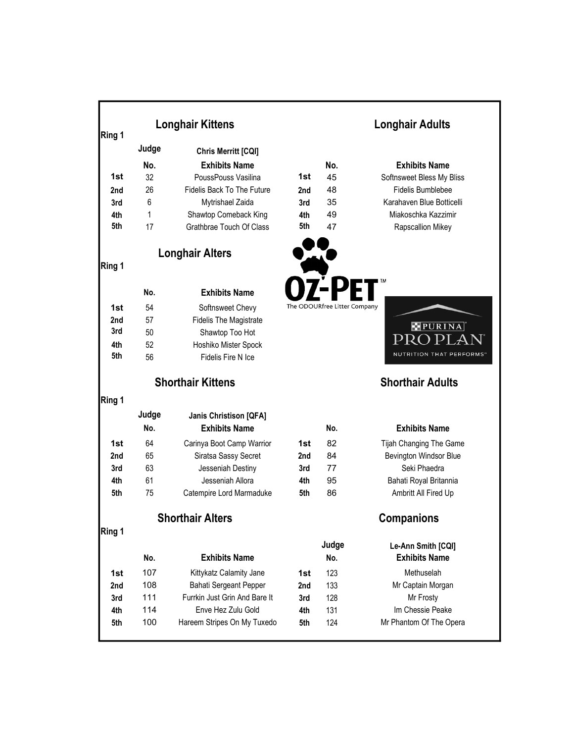## Ring 1

### Longhair Kittens

Judge: Chris Merritt [CQI]

| | No. | Exhibits Name |
|---|---|---|
| 1st | 32 | PoussPouss Vasilina |
| 2nd | 26 | Fidelis Back To The Future |
| 3rd | 6 | Mytrishael Zaida |
| 4th | 1 | Shawtop Comeback King |
| 5th | 17 | Grathbrae Touch Of Class |

### Longhair Adults

| | No. | Exhibits Name |
|---|---|---|
| 1st | 45 | Softnsweet Bless My Bliss |
| 2nd | 48 | Fidelis Bumblebee |
| 3rd | 35 | Karahaven Blue Botticelli |
| 4th | 49 | Miakoschka Kazzimir |
| 5th | 47 | Rapscallion Mikey |

## Ring 1

### Longhair Alters

| | No. | Exhibits Name |
|---|---|---|
| 1st | 54 | Softnsweet Chevy |
| 2nd | 57 | Fidelis The Magistrate |
| 3rd | 50 | Shawtop Too Hot |
| 4th | 52 | Hoshiko Mister Spock |
| 5th | 56 | Fidelis Fire N Ice |

OZ-PET™ The ODOURfree Litter Company

PURINA PRO PLAN NUTRITION THAT PERFORMS™

## Ring 1

### Shorthair Kittens

Judge: Janis Christison [QFA]

| | No. | Exhibits Name |
|---|---|---|
| 1st | 64 | Carinya Boot Camp Warrior |
| 2nd | 65 | Siratsa Sassy Secret |
| 3rd | 63 | Jesseniah Destiny |
| 4th | 61 | Jesseniah Allora |
| 5th | 75 | Catempire Lord Marmaduke |

### Shorthair Adults

| | No. | Exhibits Name |
|---|---|---|
| 1st | 82 | Tijah Changing The Game |
| 2nd | 84 | Bevington Windsor Blue |
| 3rd | 77 | Seki Phaedra |
| 4th | 95 | Bahati Royal Britannia |
| 5th | 86 | Ambritt All Fired Up |

## Ring 1

### Shorthair Alters

| | No. | Exhibits Name |
|---|---|---|
| 1st | 107 | Kittykatz Calamity Jane |
| 2nd | 108 | Bahati Sergeant Pepper |
| 3rd | 111 | Furrkin Just Grin And Bare It |
| 4th | 114 | Enve Hez Zulu Gold |
| 5th | 100 | Hareem Stripes On My Tuxedo |

### Companions

Judge: Le-Ann Smith [CQI]

| | No. | Exhibits Name |
|---|---|---|
| 1st | 123 | Methuselah |
| 2nd | 133 | Mr Captain Morgan |
| 3rd | 128 | Mr Frosty |
| 4th | 131 | Im Chessie Peake |
| 5th | 124 | Mr Phantom Of The Opera |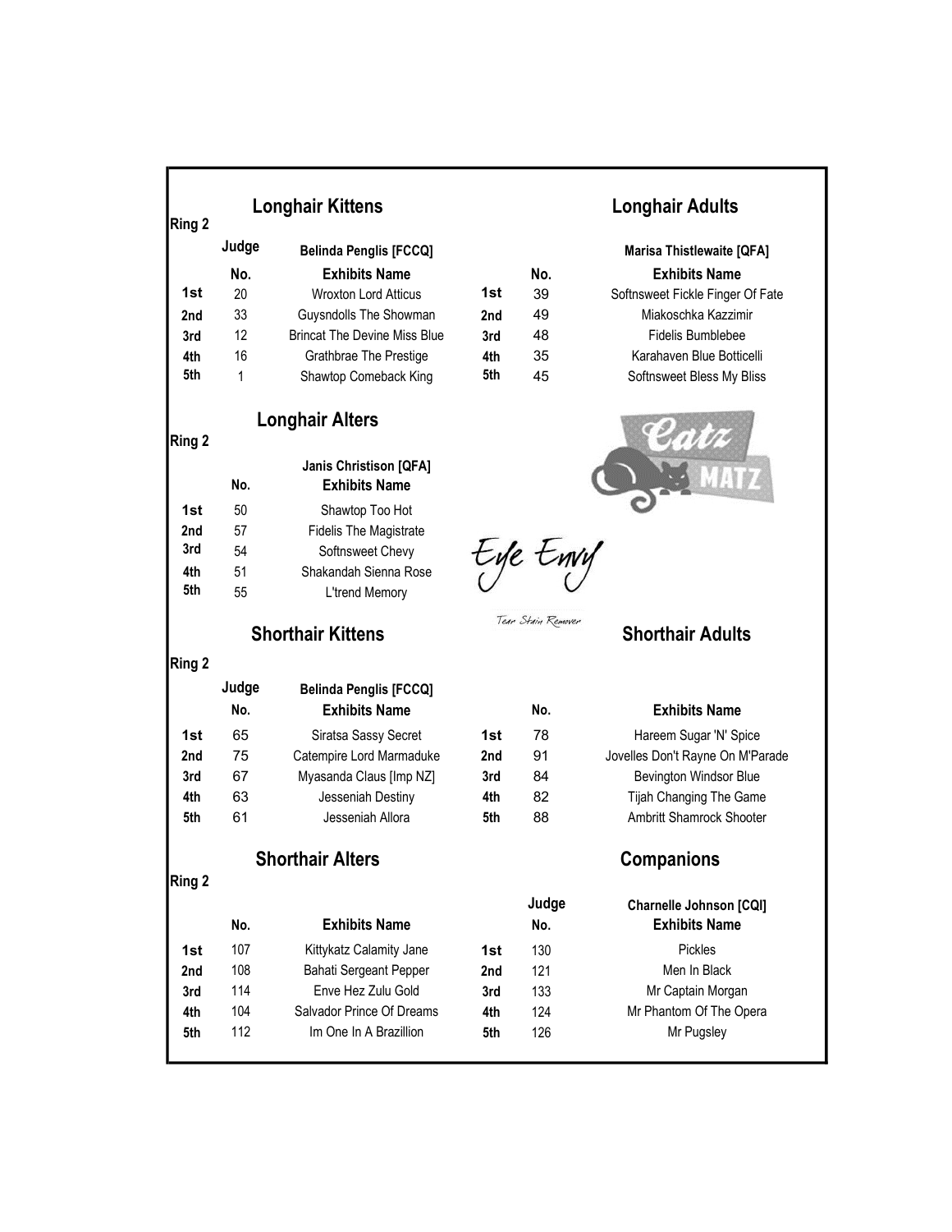## Ring 2

### Longhair Kittens

Judge: Belinda Penglis [FCCQ]

| | No. | Exhibits Name |
|---|---|---|
| 1st | 20 | Wroxton Lord Atticus |
| 2nd | 33 | Guysndolls The Showman |
| 3rd | 12 | Brincat The Devine Miss Blue |
| 4th | 16 | Grathbrae The Prestige |
| 5th | 1 | Shawtop Comeback King |

### Longhair Adults

Marisa Thistlewaite [QFA]

| | No. | Exhibits Name |
|---|---|---|
| 1st | 39 | Softnsweet Fickle Finger Of Fate |
| 2nd | 49 | Miakoschka Kazzimir |
| 3rd | 48 | Fidelis Bumblebee |
| 4th | 35 | Karahaven Blue Botticelli |
| 5th | 45 | Softnsweet Bless My Bliss |

### Longhair Alters

Ring 2

Janis Christison [QFA]

| | No. | Exhibits Name |
|---|---|---|
| 1st | 50 | Shawtop Too Hot |
| 2nd | 57 | Fidelis The Magistrate |
| 3rd | 54 | Softnsweet Chevy |
| 4th | 51 | Shakandah Sienna Rose |
| 5th | 55 | L'trend Memory |

Catz Matz

Eye Envy

Tear Stain Remover

### Shorthair Kittens

Ring 2

Judge: Belinda Penglis [FCCQ]

| | No. | Exhibits Name |
|---|---|---|
| 1st | 65 | Siratsa Sassy Secret |
| 2nd | 75 | Catempire Lord Marmaduke |
| 3rd | 67 | Myasanda Claus [Imp NZ] |
| 4th | 63 | Jesseniah Destiny |
| 5th | 61 | Jesseniah Allora |

### Shorthair Adults

| | No. | Exhibits Name |
|---|---|---|
| 1st | 78 | Hareem Sugar 'N' Spice |
| 2nd | 91 | Jovelles Don't Rayne On M'Parade |
| 3rd | 84 | Bevington Windsor Blue |
| 4th | 82 | Tijah Changing The Game |
| 5th | 88 | Ambritt Shamrock Shooter |

### Shorthair Alters

Ring 2

| | No. | Exhibits Name |
|---|---|---|
| 1st | 107 | Kittykatz Calamity Jane |
| 2nd | 108 | Bahati Sergeant Pepper |
| 3rd | 114 | Enve Hez Zulu Gold |
| 4th | 104 | Salvador Prince Of Dreams |
| 5th | 112 | Im One In A Brazillion |

### Companions

Judge: Charnelle Johnson [CQI]

| | No. | Exhibits Name |
|---|---|---|
| 1st | 130 | Pickles |
| 2nd | 121 | Men In Black |
| 3rd | 133 | Mr Captain Morgan |
| 4th | 124 | Mr Phantom Of The Opera |
| 5th | 126 | Mr Pugsley |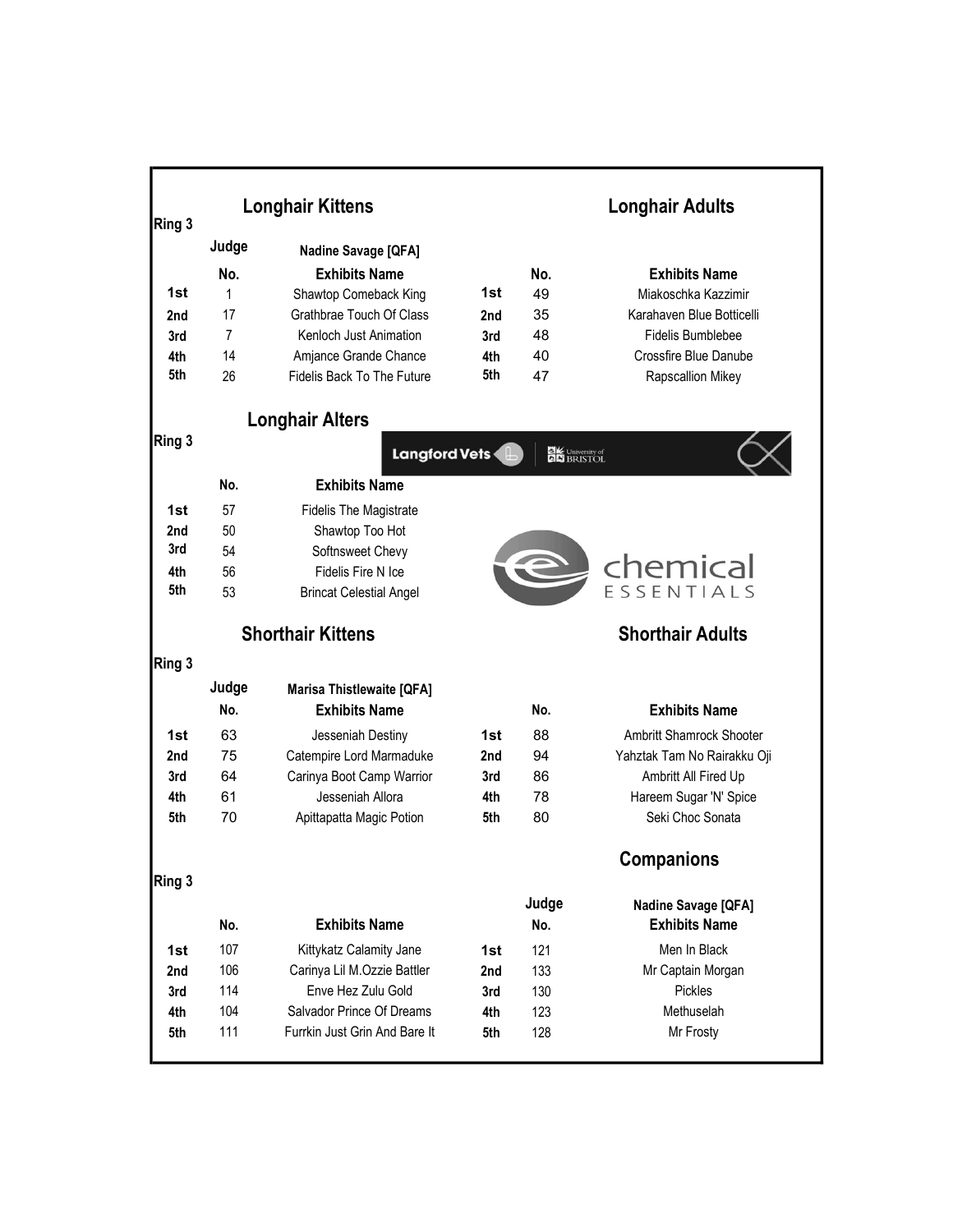## Ring 3

### Longhair Kittens

Judge: Nadine Savage [QFA]

| | No. | Exhibits Name |
|---|---|---|
| 1st | 1 | Shawtop Comeback King |
| 2nd | 17 | Grathbrae Touch Of Class |
| 3rd | 7 | Kenloch Just Animation |
| 4th | 14 | Amjance Grande Chance |
| 5th | 26 | Fidelis Back To The Future |

### Longhair Adults

| | No. | Exhibits Name |
|---|---|---|
| 1st | 49 | Miakoschka Kazzimir |
| 2nd | 35 | Karahaven Blue Botticelli |
| 3rd | 48 | Fidelis Bumblebee |
| 4th | 40 | Crossfire Blue Danube |
| 5th | 47 | Rapscallion Mikey |

## Ring 3

### Longhair Alters

| | No. | Exhibits Name |
|---|---|---|
| 1st | 57 | Fidelis The Magistrate |
| 2nd | 50 | Shawtop Too Hot |
| 3rd | 54 | Softnsweet Chevy |
| 4th | 56 | Fidelis Fire N Ice |
| 5th | 53 | Brincat Celestial Angel |

Langford Vets | University of Bristol

chemical ESSENTIALS

## Ring 3

### Shorthair Kittens

Judge: Marisa Thistlewaite [QFA]

| | No. | Exhibits Name |
|---|---|---|
| 1st | 63 | Jesseniah Destiny |
| 2nd | 75 | Catempire Lord Marmaduke |
| 3rd | 64 | Carinya Boot Camp Warrior |
| 4th | 61 | Jesseniah Allora |
| 5th | 70 | Apittapatta Magic Potion |

### Shorthair Adults

| | No. | Exhibits Name |
|---|---|---|
| 1st | 88 | Ambritt Shamrock Shooter |
| 2nd | 94 | Yahztak Tam No Rairakku Oji |
| 3rd | 86 | Ambritt All Fired Up |
| 4th | 78 | Hareem Sugar 'N' Spice |
| 5th | 80 | Seki Choc Sonata |

## Ring 3

| | No. | Exhibits Name |
|---|---|---|
| 1st | 107 | Kittykatz Calamity Jane |
| 2nd | 106 | Carinya Lil M.Ozzie Battler |
| 3rd | 114 | Enve Hez Zulu Gold |
| 4th | 104 | Salvador Prince Of Dreams |
| 5th | 111 | Furrkin Just Grin And Bare It |

### Companions

Judge: Nadine Savage [QFA]

| | No. | Exhibits Name |
|---|---|---|
| 1st | 121 | Men In Black |
| 2nd | 133 | Mr Captain Morgan |
| 3rd | 130 | Pickles |
| 4th | 123 | Methuselah |
| 5th | 128 | Mr Frosty |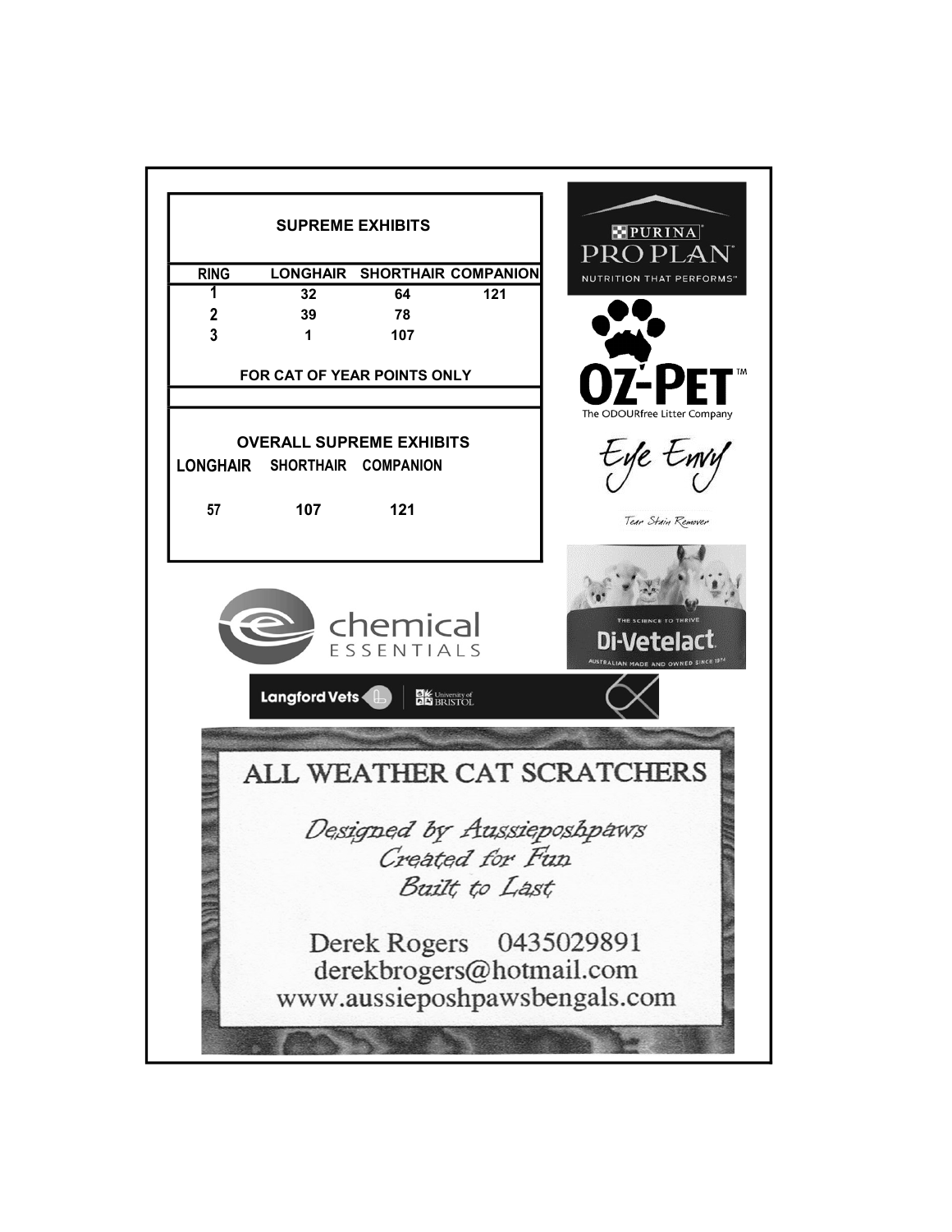## SUPREME EXHIBITS

| RING | LONGHAIR | SHORTHAIR | COMPANION |
|---|---|---|---|
| 1 | 32 | 64 | 121 |
| 2 | 39 | 78 | |
| 3 | 1 | 107 | |

FOR CAT OF YEAR POINTS ONLY

## OVERALL SUPREME EXHIBITS

| LONGHAIR | SHORTHAIR | COMPANION |
|---|---|---|
| 57 | 107 | 121 |

PURINA PRO PLAN
NUTRITION THAT PERFORMS™

OZ-PET™
The ODOURfree Litter Company

Eye Envy
Tear Stain Remover

THE SCIENCE TO THRIVE
Di-Vetelact
AUSTRALIAN MADE AND OWNED SINCE 1974

chemical ESSENTIALS

Langford Vets | University of BRISTOL

## ALL WEATHER CAT SCRATCHERS

*Designed by Aussieposhpaws*
*Created for Fun*
*Built to Last*

Derek Rogers 0435029891
derekbrogers@hotmail.com
www.aussieposhpawsbengals.com